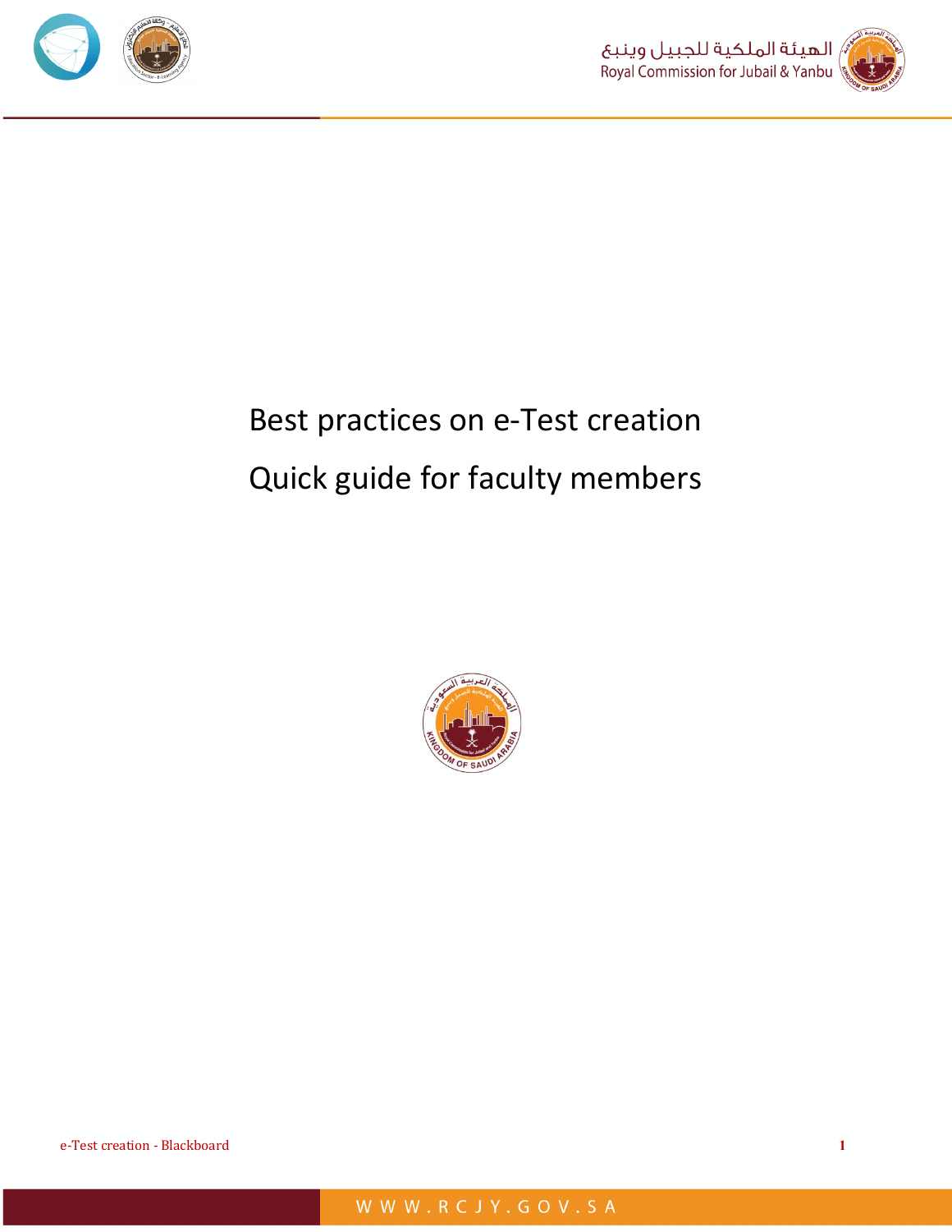# Best practices on e-Test creation

## Quick guide for faculty members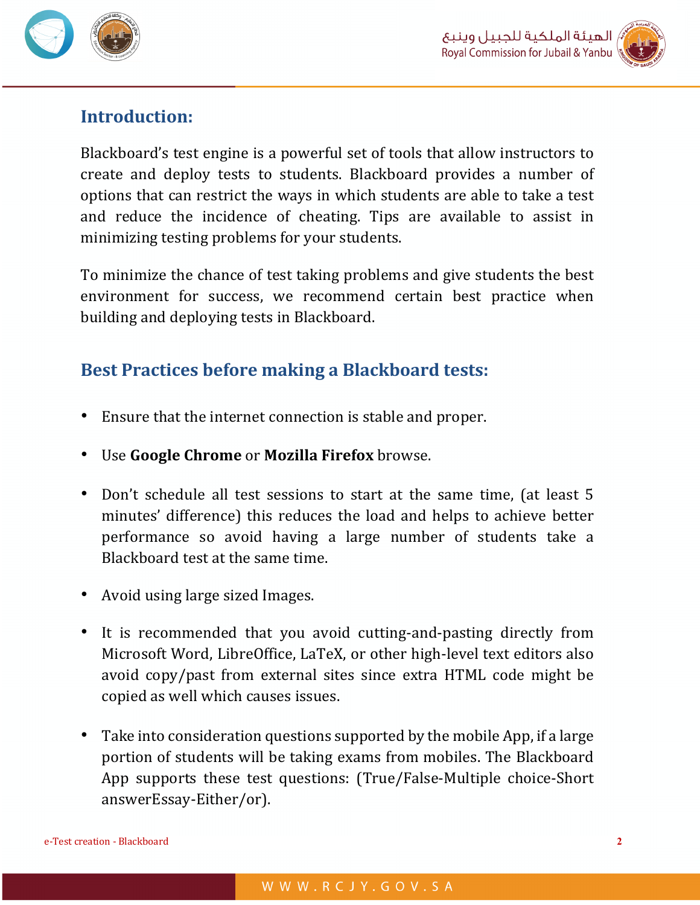## Introduction:

Blackboard's test engine is a powerful set of tools that allow instructors to create and deploy tests to students. Blackboard provides a number of options that can restrict the ways in which students are able to take a test and reduce the incidence of cheating. Tips are available to assist in minimizing testing problems for your students.

To minimize the chance of test taking problems and give students the best environment for success, we recommend certain best practice when building and deploying tests in Blackboard.

## Best Practices before making a Blackboard tests:

- Ensure that the internet connection is stable and proper.
- Use **Google Chrome** or **Mozilla Firefox** browse.
- Don't schedule all test sessions to start at the same time, (at least 5 minutes' difference) this reduces the load and helps to achieve better performance so avoid having a large number of students take a Blackboard test at the same time.
- Avoid using large sized Images.
- It is recommended that you avoid cutting-and-pasting directly from Microsoft Word, LibreOffice, LaTeX, or other high-level text editors also avoid copy/past from external sites since extra HTML code might be copied as well which causes issues.
- Take into consideration questions supported by the mobile App, if a large portion of students will be taking exams from mobiles. The Blackboard App supports these test questions: (True/False-Multiple choice-Short answerEssay-Either/or).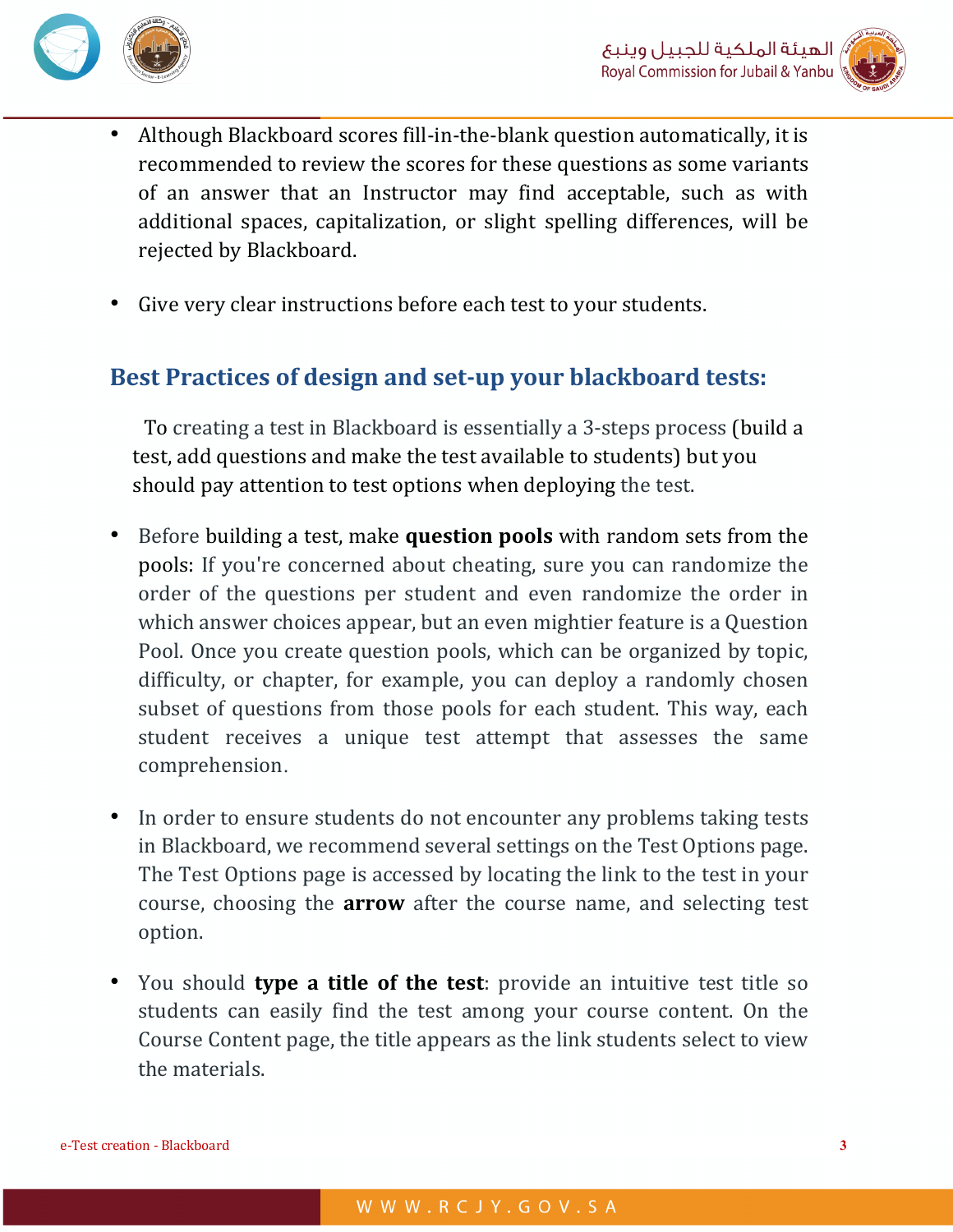- Although Blackboard scores fill-in-the-blank question automatically, it is recommended to review the scores for these questions as some variants of an answer that an Instructor may find acceptable, such as with additional spaces, capitalization, or slight spelling differences, will be rejected by Blackboard.

- Give very clear instructions before each test to your students.

## Best Practices of design and set-up your blackboard tests:

To creating a test in Blackboard is essentially a 3-steps process (build a test, add questions and make the test available to students) but you should pay attention to test options when deploying the test.

- Before building a test, make **question pools** with random sets from the pools: If you're concerned about cheating, sure you can randomize the order of the questions per student and even randomize the order in which answer choices appear, but an even mightier feature is a Question Pool. Once you create question pools, which can be organized by topic, difficulty, or chapter, for example, you can deploy a randomly chosen subset of questions from those pools for each student. This way, each student receives a unique test attempt that assesses the same comprehension.

- In order to ensure students do not encounter any problems taking tests in Blackboard, we recommend several settings on the Test Options page. The Test Options page is accessed by locating the link to the test in your course, choosing the **arrow** after the course name, and selecting test option.

- You should **type a title of the test**: provide an intuitive test title so students can easily find the test among your course content. On the Course Content page, the title appears as the link students select to view the materials.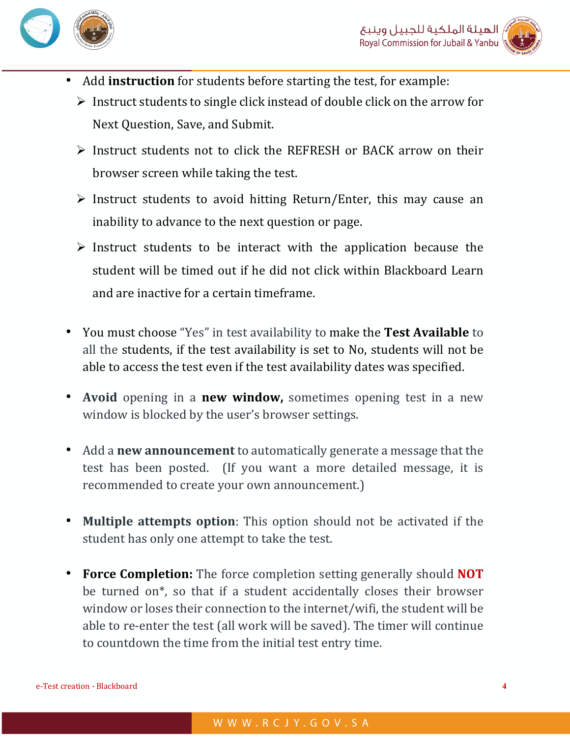- Add **instruction** for students before starting the test, for example:
  - Instruct students to single click instead of double click on the arrow for Next Question, Save, and Submit.
  - Instruct students not to click the REFRESH or BACK arrow on their browser screen while taking the test.
  - Instruct students to avoid hitting Return/Enter, this may cause an inability to advance to the next question or page.
  - Instruct students to be interact with the application because the student will be timed out if he did not click within Blackboard Learn and are inactive for a certain timeframe.

- You must choose "Yes" in test availability to make the **Test Available** to all the students, if the test availability is set to No, students will not be able to access the test even if the test availability dates was specified.

- **Avoid** opening in a **new window,** sometimes opening test in a new window is blocked by the user's browser settings.

- Add a **new announcement** to automatically generate a message that the test has been posted. (If you want a more detailed message, it is recommended to create your own announcement.)

- **Multiple attempts option**: This option should not be activated if the student has only one attempt to take the test.

- **Force Completion:** The force completion setting generally should **NOT** be turned on*, so that if a student accidentally closes their browser window or loses their connection to the internet/wifi, the student will be able to re-enter the test (all work will be saved). The timer will continue to countdown the time from the initial test entry time.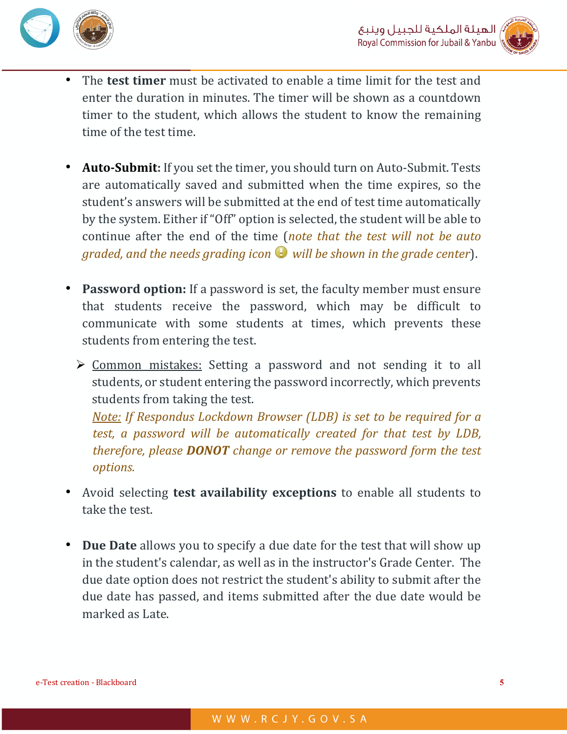- The **test timer** must be activated to enable a time limit for the test and enter the duration in minutes. The timer will be shown as a countdown timer to the student, which allows the student to know the remaining time of the test time.

- **Auto-Submit:** If you set the timer, you should turn on Auto-Submit. Tests are automatically saved and submitted when the time expires, so the student's answers will be submitted at the end of test time automatically by the system. Either if "Off" option is selected, the student will be able to continue after the end of the time (*note that the test will not be auto graded, and the needs grading icon ! will be shown in the grade center*).

- **Password option:** If a password is set, the faculty member must ensure that students receive the password, which may be difficult to communicate with some students at times, which prevents these students from entering the test.

  - Common mistakes: Setting a password and not sending it to all students, or student entering the password incorrectly, which prevents students from taking the test.
    *Note: If Respondus Lockdown Browser (LDB) is set to be required for a test, a password will be automatically created for that test by LDB, therefore, please **DONOT** change or remove the password form the test options.*

- Avoid selecting **test availability exceptions** to enable all students to take the test.

- **Due Date** allows you to specify a due date for the test that will show up in the student's calendar, as well as in the instructor's Grade Center. The due date option does not restrict the student's ability to submit after the due date has passed, and items submitted after the due date would be marked as Late.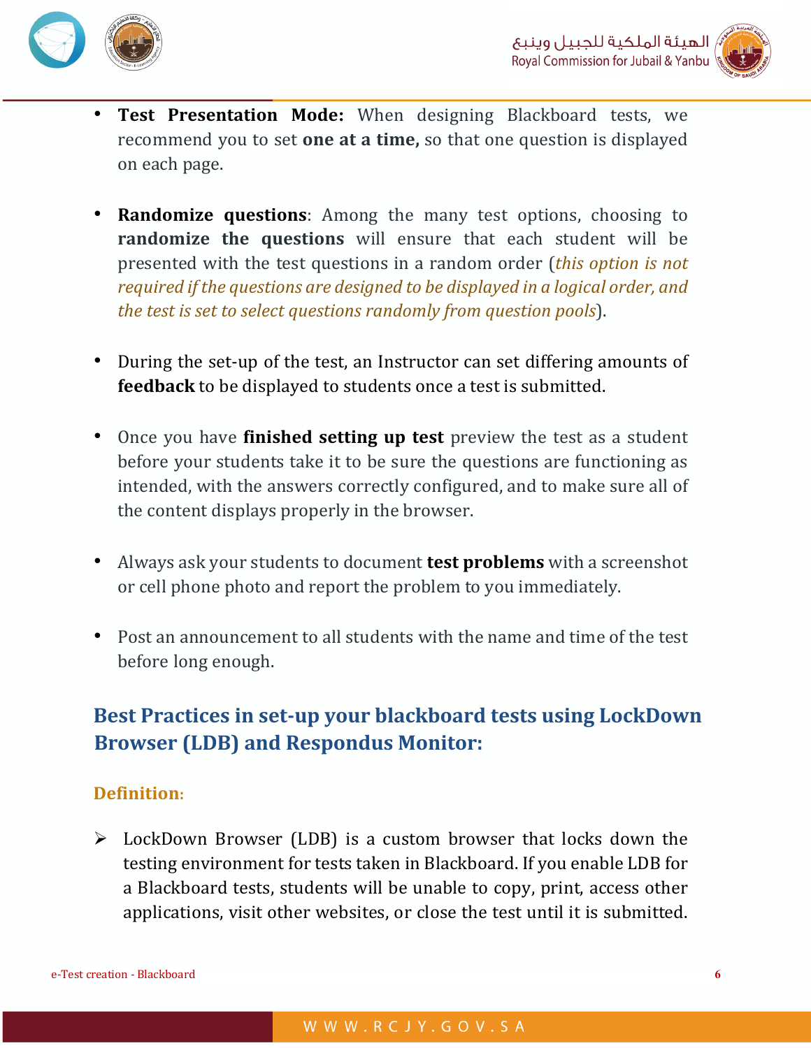- **Test Presentation Mode:** When designing Blackboard tests, we recommend you to set **one at a time,** so that one question is displayed on each page.

- **Randomize questions**: Among the many test options, choosing to **randomize the questions** will ensure that each student will be presented with the test questions in a random order (*this option is not required if the questions are designed to be displayed in a logical order, and the test is set to select questions randomly from question pools*).

- During the set-up of the test, an Instructor can set differing amounts of **feedback** to be displayed to students once a test is submitted.

- Once you have **finished setting up test** preview the test as a student before your students take it to be sure the questions are functioning as intended, with the answers correctly configured, and to make sure all of the content displays properly in the browser.

- Always ask your students to document **test problems** with a screenshot or cell phone photo and report the problem to you immediately.

- Post an announcement to all students with the name and time of the test before long enough.

## Best Practices in set-up your blackboard tests using LockDown Browser (LDB) and Respondus Monitor:

### Definition:

➢ LockDown Browser (LDB) is a custom browser that locks down the testing environment for tests taken in Blackboard. If you enable LDB for a Blackboard tests, students will be unable to copy, print, access other applications, visit other websites, or close the test until it is submitted.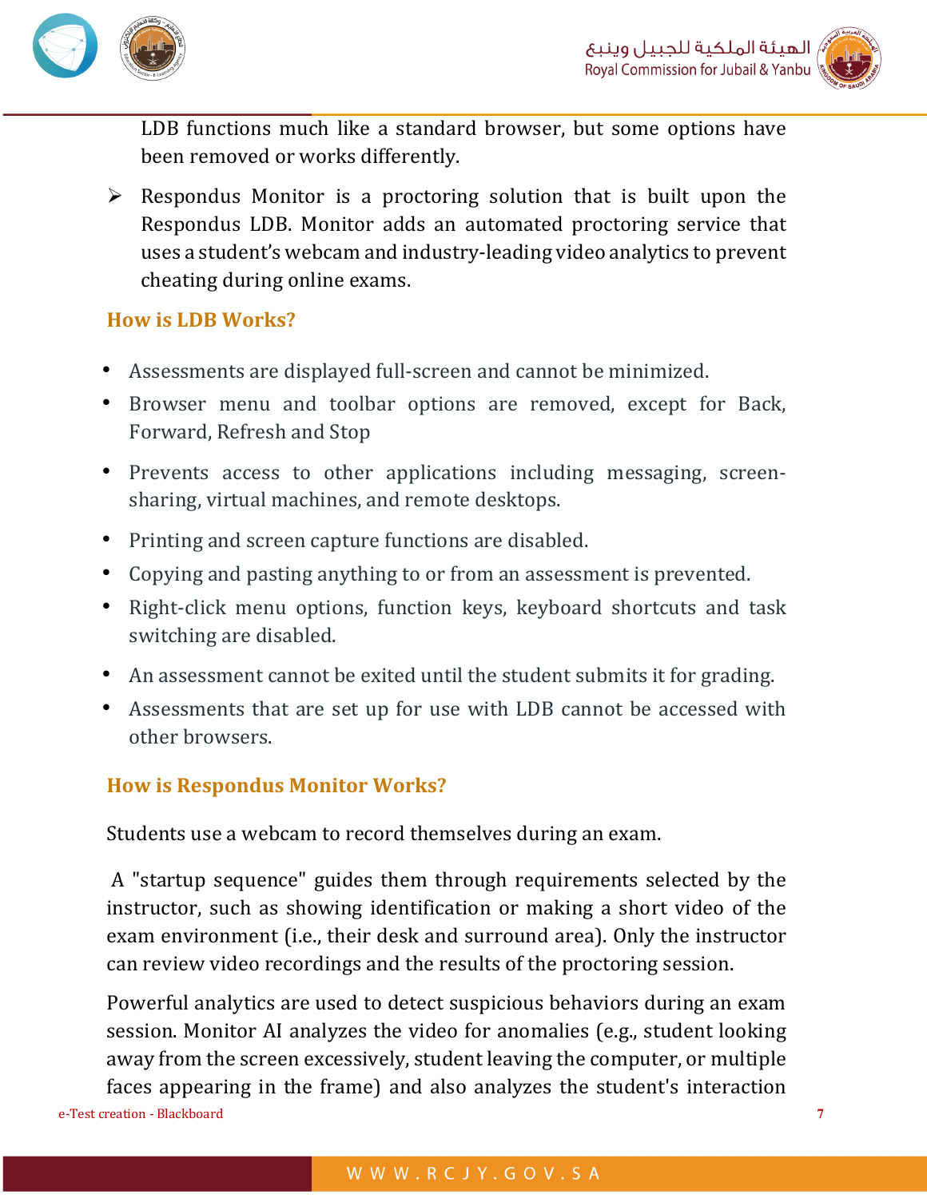LDB functions much like a standard browser, but some options have been removed or works differently.

- Respondus Monitor is a proctoring solution that is built upon the Respondus LDB. Monitor adds an automated proctoring service that uses a student's webcam and industry-leading video analytics to prevent cheating during online exams.

### How is LDB Works?

- Assessments are displayed full-screen and cannot be minimized.
- Browser menu and toolbar options are removed, except for Back, Forward, Refresh and Stop
- Prevents access to other applications including messaging, screen-sharing, virtual machines, and remote desktops.
- Printing and screen capture functions are disabled.
- Copying and pasting anything to or from an assessment is prevented.
- Right-click menu options, function keys, keyboard shortcuts and task switching are disabled.
- An assessment cannot be exited until the student submits it for grading.
- Assessments that are set up for use with LDB cannot be accessed with other browsers.

### How is Respondus Monitor Works?

Students use a webcam to record themselves during an exam.

A "startup sequence" guides them through requirements selected by the instructor, such as showing identification or making a short video of the exam environment (i.e., their desk and surround area). Only the instructor can review video recordings and the results of the proctoring session.

Powerful analytics are used to detect suspicious behaviors during an exam session. Monitor AI analyzes the video for anomalies (e.g., student looking away from the screen excessively, student leaving the computer, or multiple faces appearing in the frame) and also analyzes the student's interaction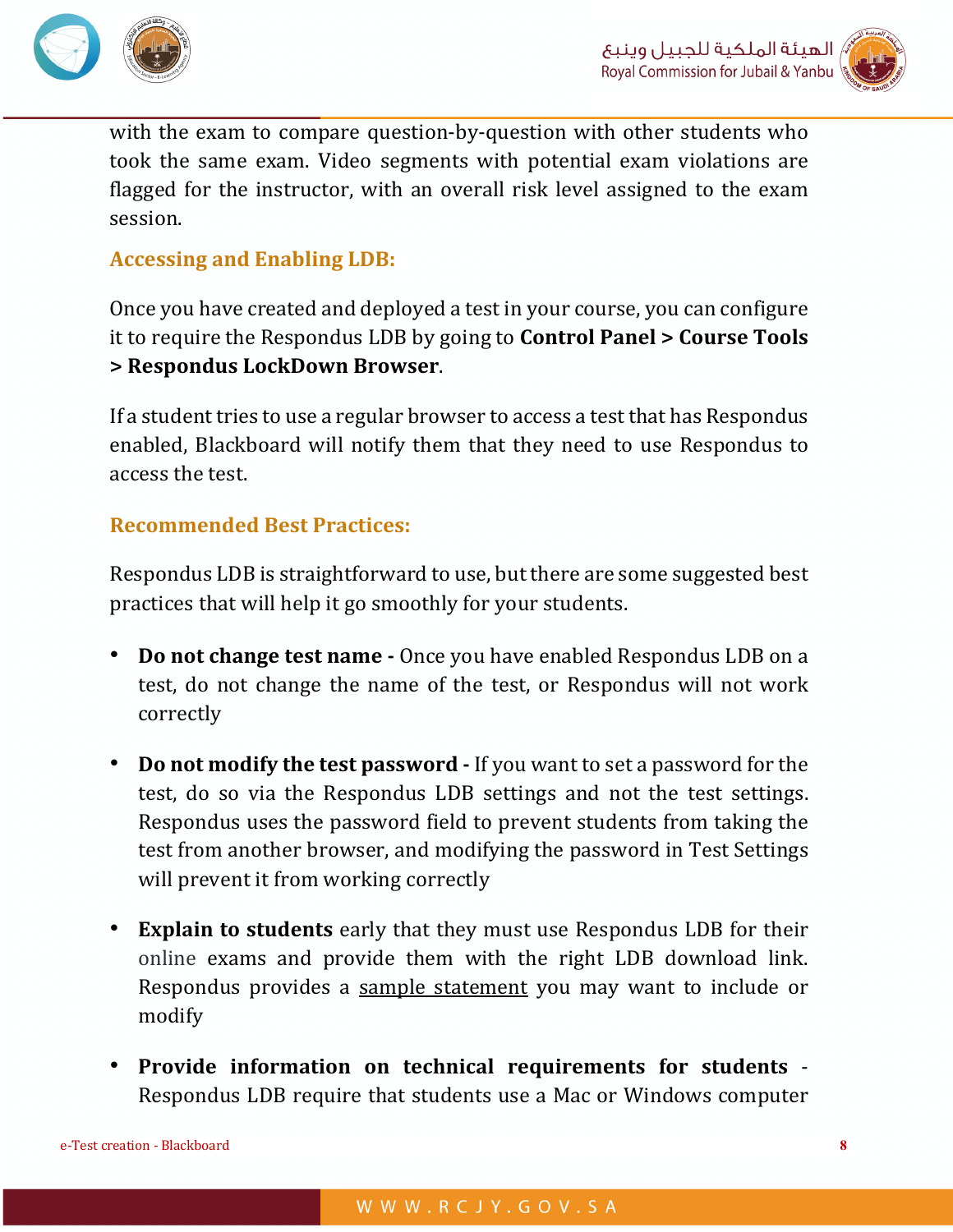with the exam to compare question-by-question with other students who took the same exam. Video segments with potential exam violations are flagged for the instructor, with an overall risk level assigned to the exam session.

### Accessing and Enabling LDB:

Once you have created and deployed a test in your course, you can configure it to require the Respondus LDB by going to **Control Panel > Course Tools > Respondus LockDown Browser**.

If a student tries to use a regular browser to access a test that has Respondus enabled, Blackboard will notify them that they need to use Respondus to access the test.

### Recommended Best Practices:

Respondus LDB is straightforward to use, but there are some suggested best practices that will help it go smoothly for your students.

- **Do not change test name -** Once you have enabled Respondus LDB on a test, do not change the name of the test, or Respondus will not work correctly
- **Do not modify the test password -** If you want to set a password for the test, do so via the Respondus LDB settings and not the test settings. Respondus uses the password field to prevent students from taking the test from another browser, and modifying the password in Test Settings will prevent it from working correctly
- **Explain to students** early that they must use Respondus LDB for their online exams and provide them with the right LDB download link. Respondus provides a sample statement you may want to include or modify
- **Provide information on technical requirements for students** - Respondus LDB require that students use a Mac or Windows computer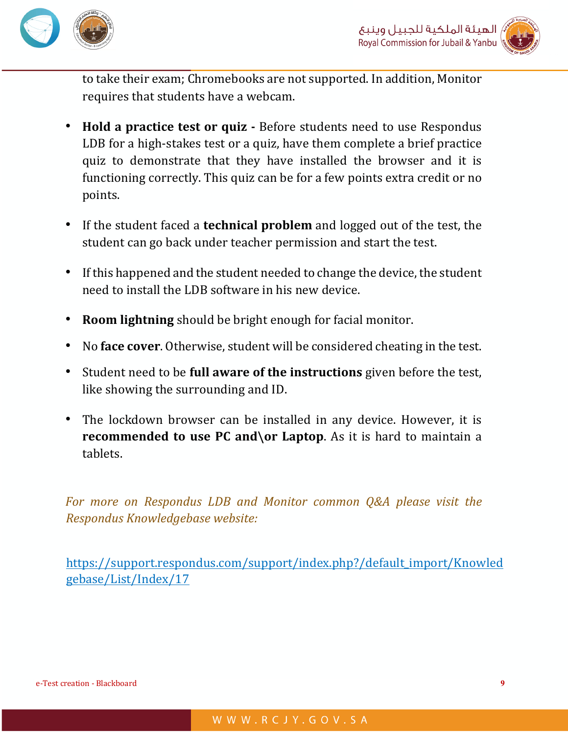to take their exam; Chromebooks are not supported. In addition, Monitor requires that students have a webcam.

- **Hold a practice test or quiz -** Before students need to use Respondus LDB for a high-stakes test or a quiz, have them complete a brief practice quiz to demonstrate that they have installed the browser and it is functioning correctly. This quiz can be for a few points extra credit or no points.

- If the student faced a **technical problem** and logged out of the test, the student can go back under teacher permission and start the test.

- If this happened and the student needed to change the device, the student need to install the LDB software in his new device.

- **Room lightning** should be bright enough for facial monitor.

- No **face cover**. Otherwise, student will be considered cheating in the test.

- Student need to be **full aware of the instructions** given before the test, like showing the surrounding and ID.

- The lockdown browser can be installed in any device. However, it is **recommended to use PC and\or Laptop**. As it is hard to maintain a tablets.

*For more on Respondus LDB and Monitor common Q&A please visit the Respondus Knowledgebase website:*

https://support.respondus.com/support/index.php?/default_import/Knowledgebase/List/Index/17